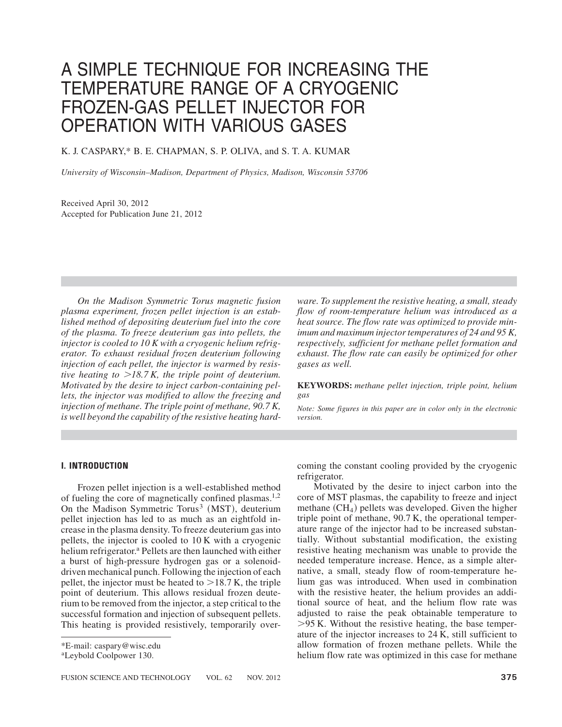# A SIMPLE TECHNIQUE FOR INCREASING THE TEMPERATURE RANGE OF A CRYOGENIC FROZEN-GAS PELLET INJECTOR FOR OPERATION WITH VARIOUS GASES

K. J. CASPARY,* B. E. CHAPMAN, S. P. OLIVA, and S. T. A. KUMAR

*University of Wisconsin–Madison, Department of Physics, Madison, Wisconsin 53706*

Received April 30, 2012
Accepted for Publication June 21, 2012

*On the Madison Symmetric Torus magnetic fusion plasma experiment, frozen pellet injection is an established method of depositing deuterium fuel into the core of the plasma. To freeze deuterium gas into pellets, the injector is cooled to 10 K with a cryogenic helium refrigerator. To exhaust residual frozen deuterium following injection of each pellet, the injector is warmed by resistive heating to >18.7 K, the triple point of deuterium. Motivated by the desire to inject carbon-containing pellets, the injector was modified to allow the freezing and injection of methane. The triple point of methane, 90.7 K, is well beyond the capability of the resistive heating hardware. To supplement the resistive heating, a small, steady flow of room-temperature helium was introduced as a heat source. The flow rate was optimized to provide minimum and maximum injector temperatures of 24 and 95 K, respectively, sufficient for methane pellet formation and exhaust. The flow rate can easily be optimized for other gases as well.*

**KEYWORDS:** *methane pellet injection, triple point, helium gas*

*Note: Some figures in this paper are in color only in the electronic version.*

## I. INTRODUCTION

Frozen pellet injection is a well-established method of fueling the core of magnetically confined plasmas.[1,2] On the Madison Symmetric Torus[3] (MST), deuterium pellet injection has led to as much as an eightfold increase in the plasma density. To freeze deuterium gas into pellets, the injector is cooled to 10 K with a cryogenic helium refrigerator.[a] Pellets are then launched with either a burst of high-pressure hydrogen gas or a solenoid-driven mechanical punch. Following the injection of each pellet, the injector must be heated to >18.7 K, the triple point of deuterium. This allows residual frozen deuterium to be removed from the injector, a step critical to the successful formation and injection of subsequent pellets. This heating is provided resistively, temporarily overcoming the constant cooling provided by the cryogenic refrigerator.

Motivated by the desire to inject carbon into the core of MST plasmas, the capability to freeze and inject methane ($CH_4$) pellets was developed. Given the higher triple point of methane, 90.7 K, the operational temperature range of the injector had to be increased substantially. Without substantial modification, the existing resistive heating mechanism was unable to provide the needed temperature increase. Hence, as a simple alternative, a small, steady flow of room-temperature helium gas was introduced. When used in combination with the resistive heater, the helium provides an additional source of heat, and the helium flow rate was adjusted to raise the peak obtainable temperature to >95 K. Without the resistive heating, the base temperature of the injector increases to 24 K, still sufficient to allow formation of frozen methane pellets. While the helium flow rate was optimized in this case for methane

*E-mail: caspary@wisc.edu

[a] Leybold Coolpower 130.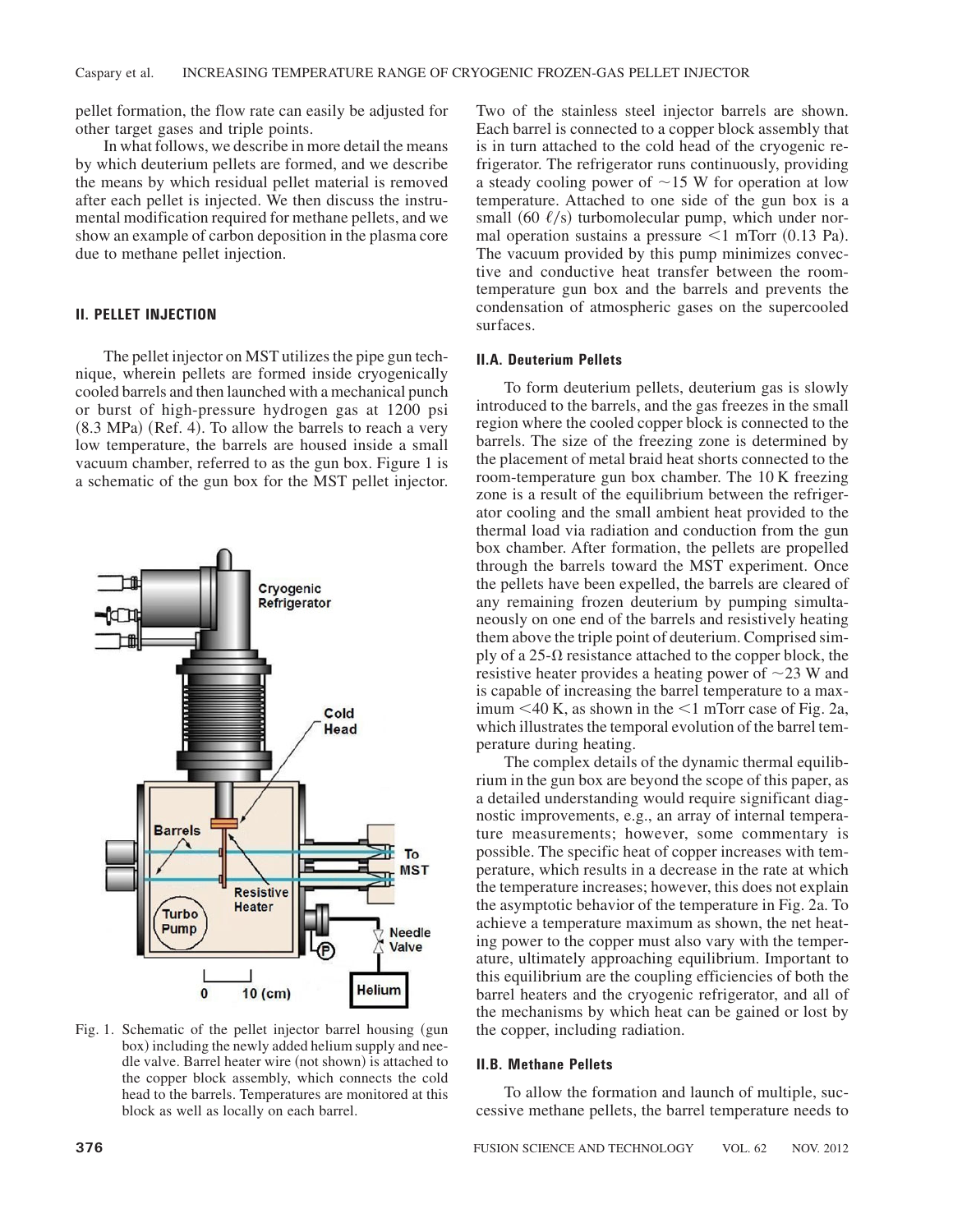pellet formation, the flow rate can easily be adjusted for other target gases and triple points.

In what follows, we describe in more detail the means by which deuterium pellets are formed, and we describe the means by which residual pellet material is removed after each pellet is injected. We then discuss the instrumental modification required for methane pellets, and we show an example of carbon deposition in the plasma core due to methane pellet injection.

## II. PELLET INJECTION

The pellet injector on MST utilizes the pipe gun technique, wherein pellets are formed inside cryogenically cooled barrels and then launched with a mechanical punch or burst of high-pressure hydrogen gas at 1200 psi (8.3 MPa) (Ref. 4). To allow the barrels to reach a very low temperature, the barrels are housed inside a small vacuum chamber, referred to as the gun box. Figure 1 is a schematic of the gun box for the MST pellet injector.

Fig. 1. Schematic of the pellet injector barrel housing (gun box) including the newly added helium supply and needle valve. Barrel heater wire (not shown) is attached to the copper block assembly, which connects the cold head to the barrels. Temperatures are monitored at this block as well as locally on each barrel.

Two of the stainless steel injector barrels are shown. Each barrel is connected to a copper block assembly that is in turn attached to the cold head of the cryogenic refrigerator. The refrigerator runs continuously, providing a steady cooling power of ~15 W for operation at low temperature. Attached to one side of the gun box is a small (60 ℓ/s) turbomolecular pump, which under normal operation sustains a pressure <1 mTorr (0.13 Pa). The vacuum provided by this pump minimizes convective and conductive heat transfer between the room-temperature gun box and the barrels and prevents the condensation of atmospheric gases on the supercooled surfaces.

### II.A. Deuterium Pellets

To form deuterium pellets, deuterium gas is slowly introduced to the barrels, and the gas freezes in the small region where the cooled copper block is connected to the barrels. The size of the freezing zone is determined by the placement of metal braid heat shorts connected to the room-temperature gun box chamber. The 10 K freezing zone is a result of the equilibrium between the refrigerator cooling and the small ambient heat provided to the thermal load via radiation and conduction from the gun box chamber. After formation, the pellets are propelled through the barrels toward the MST experiment. Once the pellets have been expelled, the barrels are cleared of any remaining frozen deuterium by pumping simultaneously on one end of the barrels and resistively heating them above the triple point of deuterium. Comprised simply of a 25-Ω resistance attached to the copper block, the resistive heater provides a heating power of ~23 W and is capable of increasing the barrel temperature to a maximum <40 K, as shown in the <1 mTorr case of Fig. 2a, which illustrates the temporal evolution of the barrel temperature during heating.

The complex details of the dynamic thermal equilibrium in the gun box are beyond the scope of this paper, as a detailed understanding would require significant diagnostic improvements, e.g., an array of internal temperature measurements; however, some commentary is possible. The specific heat of copper increases with temperature, which results in a decrease in the rate at which the temperature increases; however, this does not explain the asymptotic behavior of the temperature in Fig. 2a. To achieve a temperature maximum as shown, the net heating power to the copper must also vary with the temperature, ultimately approaching equilibrium. Important to this equilibrium are the coupling efficiencies of both the barrel heaters and the cryogenic refrigerator, and all of the mechanisms by which heat can be gained or lost by the copper, including radiation.

### II.B. Methane Pellets

To allow the formation and launch of multiple, successive methane pellets, the barrel temperature needs to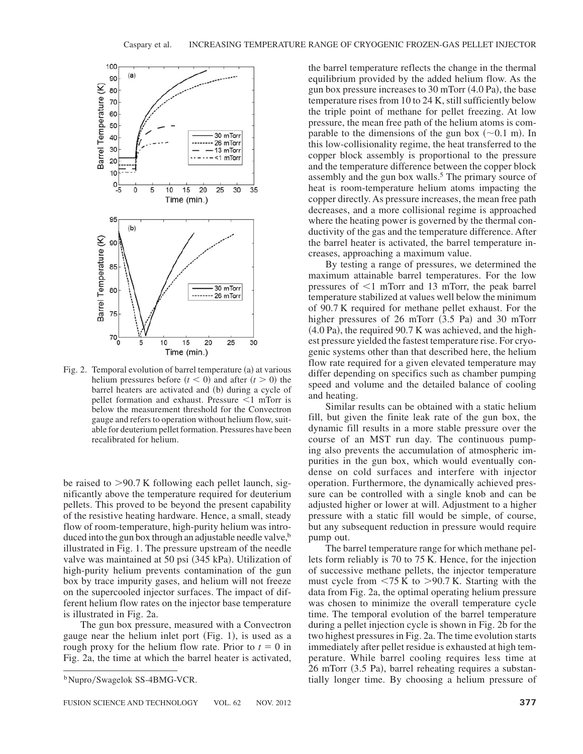Fig. 2. Temporal evolution of barrel temperature (a) at various helium pressures before ($t < 0$) and after ($t > 0$) the barrel heaters are activated and (b) during a cycle of pellet formation and exhaust. Pressure <1 mTorr is below the measurement threshold for the Convectron gauge and refers to operation without helium flow, suitable for deuterium pellet formation. Pressures have been recalibrated for helium.

be raised to >90.7 K following each pellet launch, significantly above the temperature required for deuterium pellets. This proved to be beyond the present capability of the resistive heating hardware. Hence, a small, steady flow of room-temperature, high-purity helium was introduced into the gun box through an adjustable needle valve,[b] illustrated in Fig. 1. The pressure upstream of the needle valve was maintained at 50 psi (345 kPa). Utilization of high-purity helium prevents contamination of the gun box by trace impurity gases, and helium will not freeze on the supercooled injector surfaces. The impact of different helium flow rates on the injector base temperature is illustrated in Fig. 2a.

The gun box pressure, measured with a Convectron gauge near the helium inlet port (Fig. 1), is used as a rough proxy for the helium flow rate. Prior to $t = 0$ in Fig. 2a, the time at which the barrel heater is activated, the barrel temperature reflects the change in the thermal equilibrium provided by the added helium flow. As the gun box pressure increases to 30 mTorr (4.0 Pa), the base temperature rises from 10 to 24 K, still sufficiently below the triple point of methane for pellet freezing. At low pressure, the mean free path of the helium atoms is comparable to the dimensions of the gun box (~0.1 m). In this low-collisionality regime, the heat transferred to the copper block assembly is proportional to the pressure and the temperature difference between the copper block assembly and the gun box walls.[5] The primary source of heat is room-temperature helium atoms impacting the copper directly. As pressure increases, the mean free path decreases, and a more collisional regime is approached where the heating power is governed by the thermal conductivity of the gas and the temperature difference. After the barrel heater is activated, the barrel temperature increases, approaching a maximum value.

By testing a range of pressures, we determined the maximum attainable barrel temperatures. For the low pressures of <1 mTorr and 13 mTorr, the peak barrel temperature stabilized at values well below the minimum of 90.7 K required for methane pellet exhaust. For the higher pressures of 26 mTorr (3.5 Pa) and 30 mTorr (4.0 Pa), the required 90.7 K was achieved, and the highest pressure yielded the fastest temperature rise. For cryogenic systems other than that described here, the helium flow rate required for a given elevated temperature may differ depending on specifics such as chamber pumping speed and volume and the detailed balance of cooling and heating.

Similar results can be obtained with a static helium fill, but given the finite leak rate of the gun box, the dynamic fill results in a more stable pressure over the course of an MST run day. The continuous pumping also prevents the accumulation of atmospheric impurities in the gun box, which would eventually condense on cold surfaces and interfere with injector operation. Furthermore, the dynamically achieved pressure can be controlled with a single knob and can be adjusted higher or lower at will. Adjustment to a higher pressure with a static fill would be simple, of course, but any subsequent reduction in pressure would require pump out.

The barrel temperature range for which methane pellets form reliably is 70 to 75 K. Hence, for the injection of successive methane pellets, the injector temperature must cycle from <75 K to >90.7 K. Starting with the data from Fig. 2a, the optimal operating helium pressure was chosen to minimize the overall temperature cycle time. The temporal evolution of the barrel temperature during a pellet injection cycle is shown in Fig. 2b for the two highest pressures in Fig. 2a. The time evolution starts immediately after pellet residue is exhausted at high temperature. While barrel cooling requires less time at 26 mTorr (3.5 Pa), barrel reheating requires a substantially longer time. By choosing a helium pressure of

[b] Nupro/Swagelok SS-4BMG-VCR.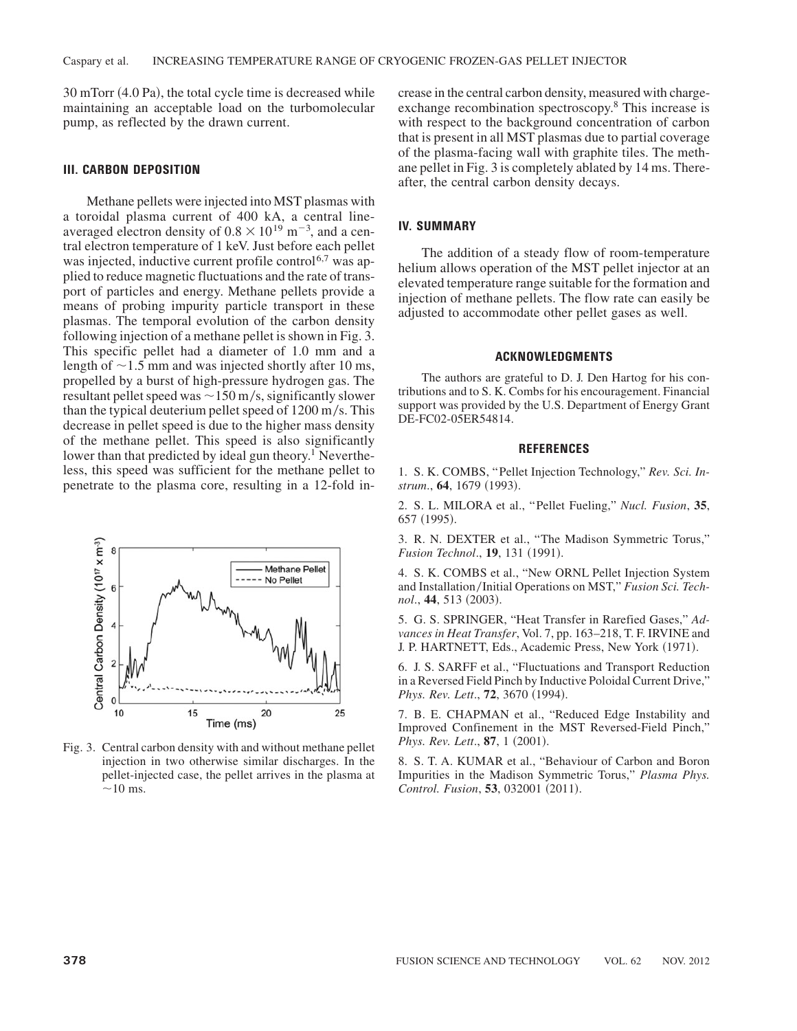30 mTorr (4.0 Pa), the total cycle time is decreased while maintaining an acceptable load on the turbomolecular pump, as reflected by the drawn current.

## III. CARBON DEPOSITION

Methane pellets were injected into MST plasmas with a toroidal plasma current of 400 kA, a central line-averaged electron density of $0.8 \times 10^{19}$ m$^{-3}$, and a central electron temperature of 1 keV. Just before each pellet was injected, inductive current profile control[6,7] was applied to reduce magnetic fluctuations and the rate of transport of particles and energy. Methane pellets provide a means of probing impurity particle transport in these plasmas. The temporal evolution of the carbon density following injection of a methane pellet is shown in Fig. 3. This specific pellet had a diameter of 1.0 mm and a length of ~1.5 mm and was injected shortly after 10 ms, propelled by a burst of high-pressure hydrogen gas. The resultant pellet speed was ~150 m/s, significantly slower than the typical deuterium pellet speed of 1200 m/s. This decrease in pellet speed is due to the higher mass density of the methane pellet. This speed is also significantly lower than that predicted by ideal gun theory.[1] Nevertheless, this speed was sufficient for the methane pellet to penetrate to the plasma core, resulting in a 12-fold increase in the central carbon density, measured with charge-exchange recombination spectroscopy.[8] This increase is with respect to the background concentration of carbon that is present in all MST plasmas due to partial coverage of the plasma-facing wall with graphite tiles. The methane pellet in Fig. 3 is completely ablated by 14 ms. Thereafter, the central carbon density decays.

Central Carbon Density ($10^{17}$ x m$^{-3}$)
8
6
4
2
0
10
15
20
25
Time (ms)
Methane Pellet
No Pellet

Fig. 3. Central carbon density with and without methane pellet injection in two otherwise similar discharges. In the pellet-injected case, the pellet arrives in the plasma at ~10 ms.

## IV. SUMMARY

The addition of a steady flow of room-temperature helium allows operation of the MST pellet injector at an elevated temperature range suitable for the formation and injection of methane pellets. The flow rate can easily be adjusted to accommodate other pellet gases as well.

## ACKNOWLEDGMENTS

The authors are grateful to D. J. Den Hartog for his contributions and to S. K. Combs for his encouragement. Financial support was provided by the U.S. Department of Energy Grant DE-FC02-05ER54814.

## REFERENCES

1. S. K. COMBS, "Pellet Injection Technology," *Rev. Sci. Instrum.*, **64**, 1679 (1993).

2. S. L. MILORA et al., "Pellet Fueling," *Nucl. Fusion*, **35**, 657 (1995).

3. R. N. DEXTER et al., "The Madison Symmetric Torus," *Fusion Technol.*, **19**, 131 (1991).

4. S. K. COMBS et al., "New ORNL Pellet Injection System and Installation/Initial Operations on MST," *Fusion Sci. Technol.*, **44**, 513 (2003).

5. G. S. SPRINGER, "Heat Transfer in Rarefied Gases," *Advances in Heat Transfer*, Vol. 7, pp. 163–218, T. F. IRVINE and J. P. HARTNETT, Eds., Academic Press, New York (1971).

6. J. S. SARFF et al., "Fluctuations and Transport Reduction in a Reversed Field Pinch by Inductive Poloidal Current Drive," *Phys. Rev. Lett.*, **72**, 3670 (1994).

7. B. E. CHAPMAN et al., "Reduced Edge Instability and Improved Confinement in the MST Reversed-Field Pinch," *Phys. Rev. Lett.*, **87**, 1 (2001).

8. S. T. A. KUMAR et al., "Behaviour of Carbon and Boron Impurities in the Madison Symmetric Torus," *Plasma Phys. Control. Fusion*, **53**, 032001 (2011).